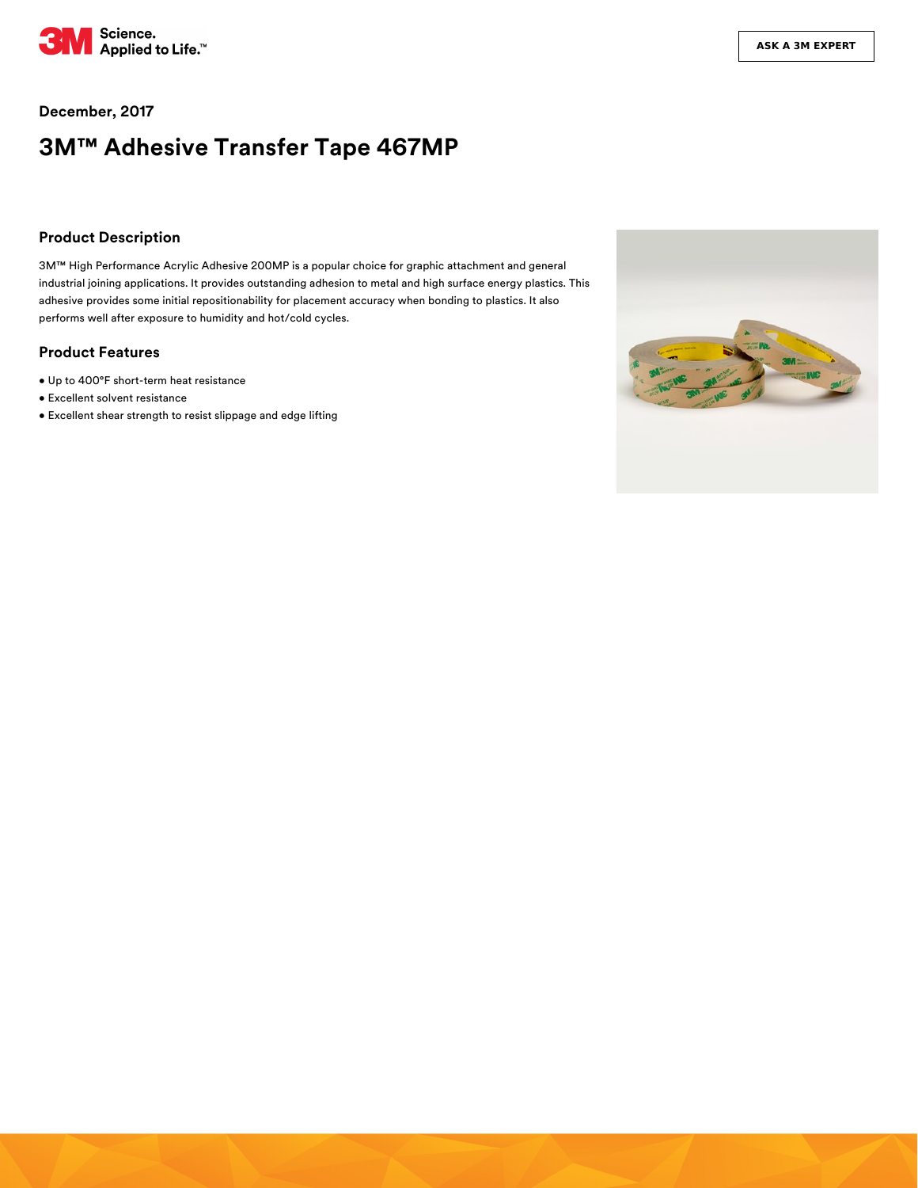December, 2017

# 3M™ Adhesive Transfer Tape 467MP

## Product Description

3M™ High Performance Acrylic Adhesive 200MP is a popular choice for graphic attachment and general industrial joining applications. It provides outstanding adhesion to metal and high surface energy plastics. This adhesive provides some initial repositionability for placement accuracy when bonding to plastics. It also performs well after exposure to humidity and hot/cold cycles.

## Product Features

- Up to 400°F short-term heat resistance
- Excellent solvent resistance
- Excellent shear strength to resist slippage and edge lifting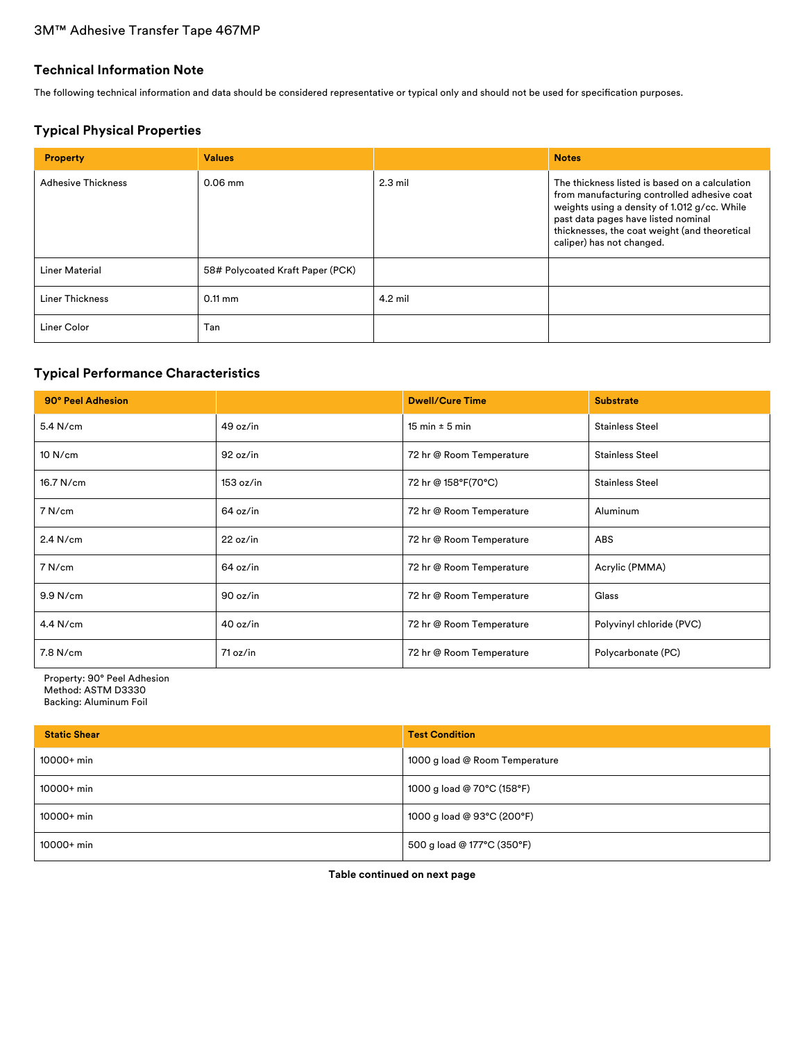3M™ Adhesive Transfer Tape 467MP

## Technical Information Note

The following technical information and data should be considered representative or typical only and should not be used for specification purposes.

## Typical Physical Properties

| Property | Values | | Notes |
| --- | --- | --- | --- |
| Adhesive Thickness | 0.06 mm | 2.3 mil | The thickness listed is based on a calculation from manufacturing controlled adhesive coat weights using a density of 1.012 g/cc. While past data pages have listed nominal thicknesses, the coat weight (and theoretical caliper) has not changed. |
| Liner Material | 58# Polycoated Kraft Paper (PCK) | | |
| Liner Thickness | 0.11 mm | 4.2 mil | |
| Liner Color | Tan | | |

## Typical Performance Characteristics

| 90° Peel Adhesion | | Dwell/Cure Time | Substrate |
| --- | --- | --- | --- |
| 5.4 N/cm | 49 oz/in | 15 min ± 5 min | Stainless Steel |
| 10 N/cm | 92 oz/in | 72 hr @ Room Temperature | Stainless Steel |
| 16.7 N/cm | 153 oz/in | 72 hr @ 158°F(70°C) | Stainless Steel |
| 7 N/cm | 64 oz/in | 72 hr @ Room Temperature | Aluminum |
| 2.4 N/cm | 22 oz/in | 72 hr @ Room Temperature | ABS |
| 7 N/cm | 64 oz/in | 72 hr @ Room Temperature | Acrylic (PMMA) |
| 9.9 N/cm | 90 oz/in | 72 hr @ Room Temperature | Glass |
| 4.4 N/cm | 40 oz/in | 72 hr @ Room Temperature | Polyvinyl chloride (PVC) |
| 7.8 N/cm | 71 oz/in | 72 hr @ Room Temperature | Polycarbonate (PC) |

Property: 90° Peel Adhesion
Method: ASTM D3330
Backing: Aluminum Foil

| Static Shear | Test Condition |
| --- | --- |
| 10000+ min | 1000 g load @ Room Temperature |
| 10000+ min | 1000 g load @ 70°C (158°F) |
| 10000+ min | 1000 g load @ 93°C (200°F) |
| 10000+ min | 500 g load @ 177°C (350°F) |

**Table continued on next page**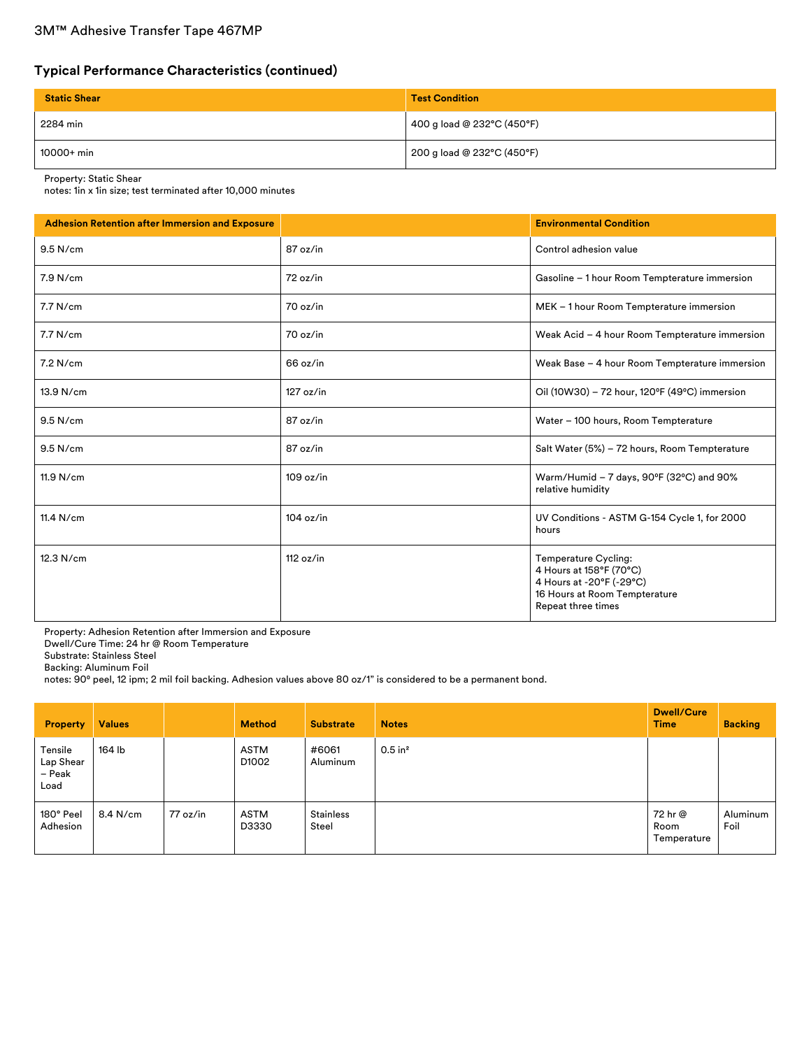## Typical Performance Characteristics (continued)

| Static Shear | Test Condition |
|---|---|
| 2284 min | 400 g load @ 232°C (450°F) |
| 10000+ min | 200 g load @ 232°C (450°F) |

Property: Static Shear
notes: 1in x 1in size; test terminated after 10,000 minutes

| Adhesion Retention after Immersion and Exposure | | Environmental Condition |
|---|---|---|
| 9.5 N/cm | 87 oz/in | Control adhesion value |
| 7.9 N/cm | 72 oz/in | Gasoline – 1 hour Room Tempterature immersion |
| 7.7 N/cm | 70 oz/in | MEK – 1 hour Room Tempterature immersion |
| 7.7 N/cm | 70 oz/in | Weak Acid – 4 hour Room Tempterature immersion |
| 7.2 N/cm | 66 oz/in | Weak Base – 4 hour Room Tempterature immersion |
| 13.9 N/cm | 127 oz/in | Oil (10W30) – 72 hour, 120ºF (49ºC) immersion |
| 9.5 N/cm | 87 oz/in | Water – 100 hours, Room Tempterature |
| 9.5 N/cm | 87 oz/in | Salt Water (5%) – 72 hours, Room Tempterature |
| 11.9 N/cm | 109 oz/in | Warm/Humid – 7 days, 90ºF (32ºC) and 90% relative humidity |
| 11.4 N/cm | 104 oz/in | UV Conditions - ASTM G-154 Cycle 1, for 2000 hours |
| 12.3 N/cm | 112 oz/in | Temperature Cycling: 4 Hours at 158°F (70°C) 4 Hours at -20°F (-29°C) 16 Hours at Room Tempterature Repeat three times |

Property: Adhesion Retention after Immersion and Exposure
Dwell/Cure Time: 24 hr @ Room Temperature
Substrate: Stainless Steel
Backing: Aluminum Foil
notes: 90º peel, 12 ipm; 2 mil foil backing. Adhesion values above 80 oz/1" is considered to be a permanent bond.

| Property | Values | | Method | Substrate | Notes | Dwell/Cure Time | Backing |
|---|---|---|---|---|---|---|---|
| Tensile Lap Shear – Peak Load | 164 lb | | ASTM D1002 | #6061 Aluminum | 0.5 in² | | |
| 180° Peel Adhesion | 8.4 N/cm | 77 oz/in | ASTM D3330 | Stainless Steel | | 72 hr @ Room Temperature | Aluminum Foil |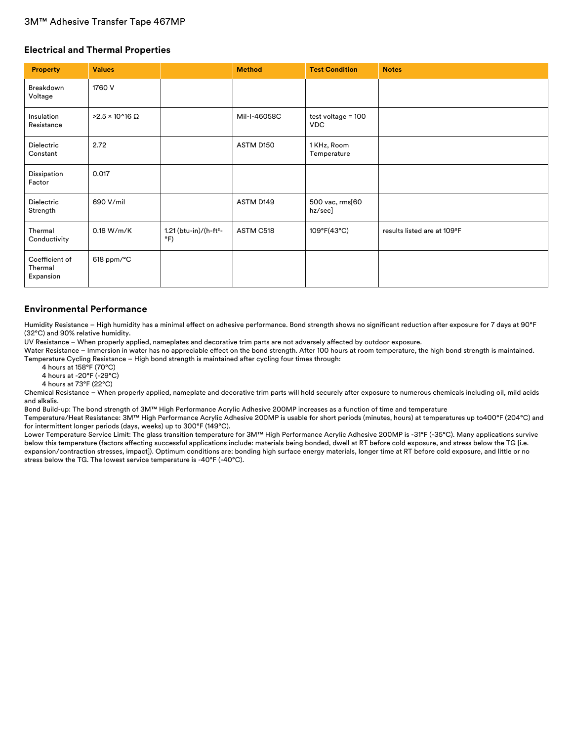## Electrical and Thermal Properties

| Property | Values | | Method | Test Condition | Notes |
|---|---|---|---|---|---|
| Breakdown Voltage | 1760 V | | | | |
| Insulation Resistance | >2.5 × 10^16 Ω | | Mil-I-46058C | test voltage = 100 VDC | |
| Dielectric Constant | 2.72 | | ASTM D150 | 1 KHz, Room Temperature | |
| Dissipation Factor | 0.017 | | | | |
| Dielectric Strength | 690 V/mil | | ASTM D149 | 500 vac, rms[60 hz/sec] | |
| Thermal Conductivity | 0.18 W/m/K | 1.21 (btu-in)/(h-ft²-°F) | ASTM C518 | 109°F(43°C) | results listed are at 109°F |
| Coefficient of Thermal Expansion | 618 ppm/°C | | | | |

## Environmental Performance

Humidity Resistance – High humidity has a minimal effect on adhesive performance. Bond strength shows no significant reduction after exposure for 7 days at 90°F (32°C) and 90% relative humidity.
UV Resistance – When properly applied, nameplates and decorative trim parts are not adversely affected by outdoor exposure.
Water Resistance – Immersion in water has no appreciable effect on the bond strength. After 100 hours at room temperature, the high bond strength is maintained.
Temperature Cycling Resistance – High bond strength is maintained after cycling four times through:

- 4 hours at 158°F (70°C)
- 4 hours at -20°F (-29°C)
- 4 hours at 73°F (22°C)

Chemical Resistance – When properly applied, nameplate and decorative trim parts will hold securely after exposure to numerous chemicals including oil, mild acids and alkalis.
Bond Build-up: The bond strength of 3M™ High Performance Acrylic Adhesive 200MP increases as a function of time and temperature
Temperature/Heat Resistance: 3M™ High Performance Acrylic Adhesive 200MP is usable for short periods (minutes, hours) at temperatures up to400°F (204°C) and for intermittent longer periods (days, weeks) up to 300°F (149°C).
Lower Temperature Service Limit: The glass transition temperature for 3M™ High Performance Acrylic Adhesive 200MP is -31°F (-35°C). Many applications survive below this temperature (factors affecting successful applications include: materials being bonded, dwell at RT before cold exposure, and stress below the TG [i.e. expansion/contraction stresses, impact]). Optimum conditions are: bonding high surface energy materials, longer time at RT before cold exposure, and little or no stress below the TG. The lowest service temperature is -40°F (-40°C).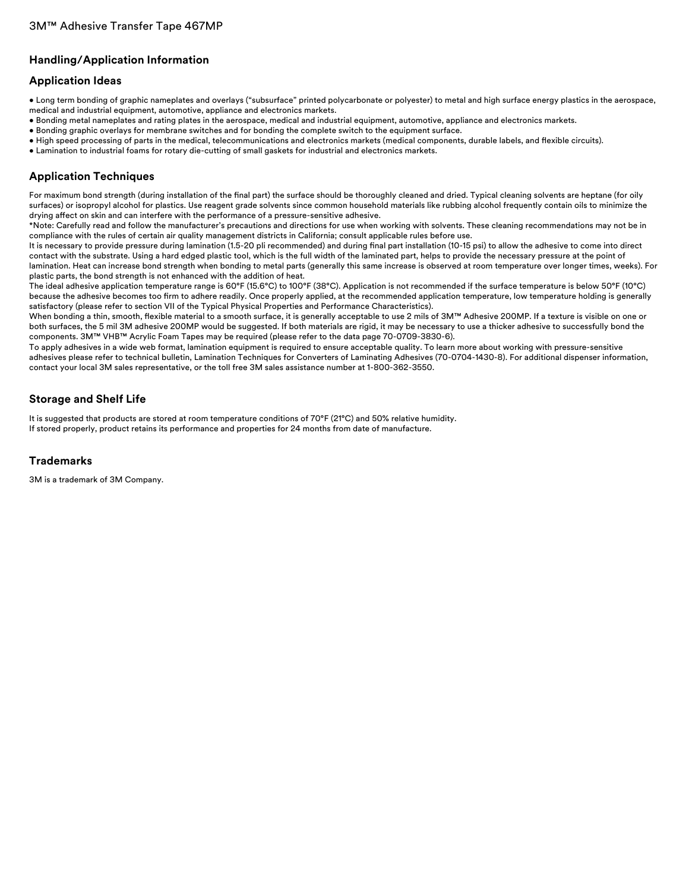## Handling/Application Information

### Application Ideas

- Long term bonding of graphic nameplates and overlays (“subsurface” printed polycarbonate or polyester) to metal and high surface energy plastics in the aerospace, medical and industrial equipment, automotive, appliance and electronics markets.
- Bonding metal nameplates and rating plates in the aerospace, medical and industrial equipment, automotive, appliance and electronics markets.
- Bonding graphic overlays for membrane switches and for bonding the complete switch to the equipment surface.
- High speed processing of parts in the medical, telecommunications and electronics markets (medical components, durable labels, and flexible circuits).
- Lamination to industrial foams for rotary die-cutting of small gaskets for industrial and electronics markets.

### Application Techniques

For maximum bond strength (during installation of the final part) the surface should be thoroughly cleaned and dried. Typical cleaning solvents are heptane (for oily surfaces) or isopropyl alcohol for plastics. Use reagent grade solvents since common household materials like rubbing alcohol frequently contain oils to minimize the drying affect on skin and can interfere with the performance of a pressure-sensitive adhesive.

*Note: Carefully read and follow the manufacturer's precautions and directions for use when working with solvents. These cleaning recommendations may not be in compliance with the rules of certain air quality management districts in California; consult applicable rules before use.

It is necessary to provide pressure during lamination (1.5-20 pli recommended) and during final part installation (10-15 psi) to allow the adhesive to come into direct contact with the substrate. Using a hard edged plastic tool, which is the full width of the laminated part, helps to provide the necessary pressure at the point of lamination. Heat can increase bond strength when bonding to metal parts (generally this same increase is observed at room temperature over longer times, weeks). For plastic parts, the bond strength is not enhanced with the addition of heat.

The ideal adhesive application temperature range is 60°F (15.6°C) to 100°F (38°C). Application is not recommended if the surface temperature is below 50°F (10°C) because the adhesive becomes too firm to adhere readily. Once properly applied, at the recommended application temperature, low temperature holding is generally satisfactory (please refer to section VII of the Typical Physical Properties and Performance Characteristics).

When bonding a thin, smooth, flexible material to a smooth surface, it is generally acceptable to use 2 mils of 3M™ Adhesive 200MP. If a texture is visible on one or both surfaces, the 5 mil 3M adhesive 200MP would be suggested. If both materials are rigid, it may be necessary to use a thicker adhesive to successfully bond the components. 3M™ VHB™ Acrylic Foam Tapes may be required (please refer to the data page 70-0709-3830-6).

To apply adhesives in a wide web format, lamination equipment is required to ensure acceptable quality. To learn more about working with pressure-sensitive adhesives please refer to technical bulletin, Lamination Techniques for Converters of Laminating Adhesives (70-0704-1430-8). For additional dispenser information, contact your local 3M sales representative, or the toll free 3M sales assistance number at 1-800-362-3550.

## Storage and Shelf Life

It is suggested that products are stored at room temperature conditions of 70°F (21°C) and 50% relative humidity.
If stored properly, product retains its performance and properties for 24 months from date of manufacture.

## Trademarks

3M is a trademark of 3M Company.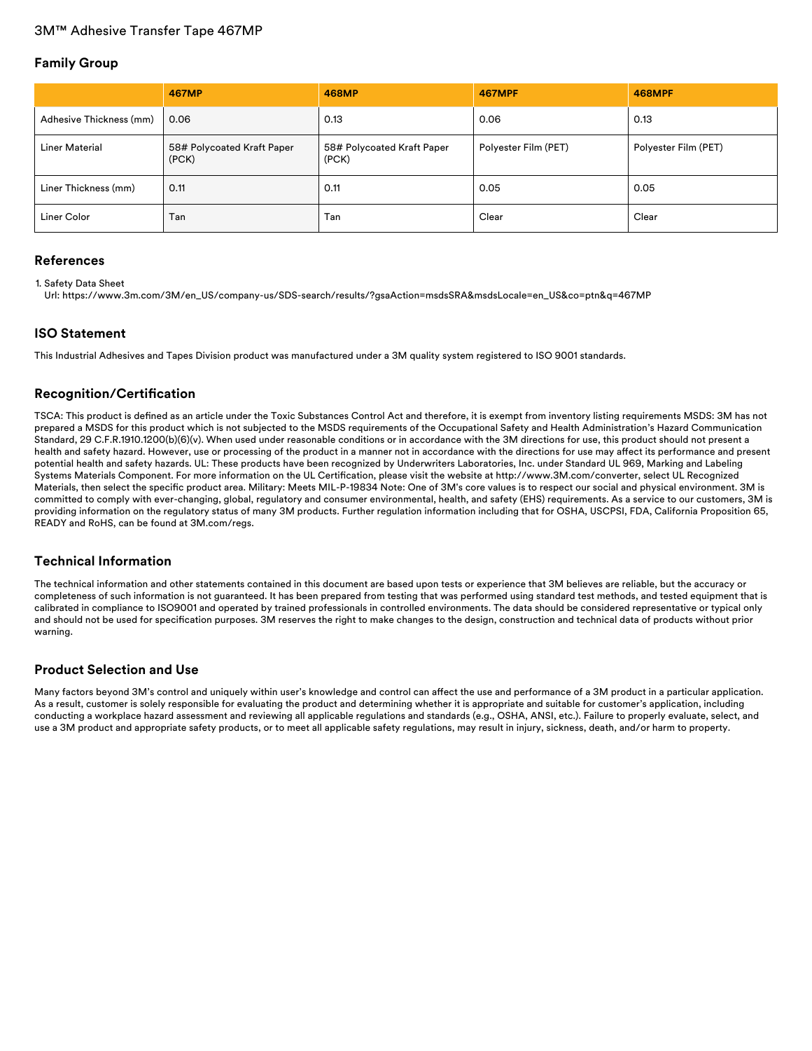3M™ Adhesive Transfer Tape 467MP

## Family Group

| | 467MP | 468MP | 467MPF | 468MPF |
|---|---|---|---|---|
| Adhesive Thickness (mm) | 0.06 | 0.13 | 0.06 | 0.13 |
| Liner Material | 58# Polycoated Kraft Paper (PCK) | 58# Polycoated Kraft Paper (PCK) | Polyester Film (PET) | Polyester Film (PET) |
| Liner Thickness (mm) | 0.11 | 0.11 | 0.05 | 0.05 |
| Liner Color | Tan | Tan | Clear | Clear |

## References

1. Safety Data Sheet
   Url: https://www.3m.com/3M/en_US/company-us/SDS-search/results/?gsaAction=msdsSRA&msdsLocale=en_US&co=ptn&q=467MP

## ISO Statement

This Industrial Adhesives and Tapes Division product was manufactured under a 3M quality system registered to ISO 9001 standards.

## Recognition/Certification

TSCA: This product is defined as an article under the Toxic Substances Control Act and therefore, it is exempt from inventory listing requirements MSDS: 3M has not prepared a MSDS for this product which is not subjected to the MSDS requirements of the Occupational Safety and Health Administration's Hazard Communication Standard, 29 C.F.R.1910.1200(b)(6)(v). When used under reasonable conditions or in accordance with the 3M directions for use, this product should not present a health and safety hazard. However, use or processing of the product in a manner not in accordance with the directions for use may affect its performance and present potential health and safety hazards. UL: These products have been recognized by Underwriters Laboratories, Inc. under Standard UL 969, Marking and Labeling Systems Materials Component. For more information on the UL Certification, please visit the website at http://www.3M.com/converter, select UL Recognized Materials, then select the specific product area. Military: Meets MIL-P-19834 Note: One of 3M's core values is to respect our social and physical environment. 3M is committed to comply with ever-changing, global, regulatory and consumer environmental, health, and safety (EHS) requirements. As a service to our customers, 3M is providing information on the regulatory status of many 3M products. Further regulation information including that for OSHA, USCPSI, FDA, California Proposition 65, READY and RoHS, can be found at 3M.com/regs.

## Technical Information

The technical information and other statements contained in this document are based upon tests or experience that 3M believes are reliable, but the accuracy or completeness of such information is not guaranteed. It has been prepared from testing that was performed using standard test methods, and tested equipment that is calibrated in compliance to ISO9001 and operated by trained professionals in controlled environments. The data should be considered representative or typical only and should not be used for specification purposes. 3M reserves the right to make changes to the design, construction and technical data of products without prior warning.

## Product Selection and Use

Many factors beyond 3M's control and uniquely within user's knowledge and control can affect the use and performance of a 3M product in a particular application. As a result, customer is solely responsible for evaluating the product and determining whether it is appropriate and suitable for customer's application, including conducting a workplace hazard assessment and reviewing all applicable regulations and standards (e.g., OSHA, ANSI, etc.). Failure to properly evaluate, select, and use a 3M product and appropriate safety products, or to meet all applicable safety regulations, may result in injury, sickness, death, and/or harm to property.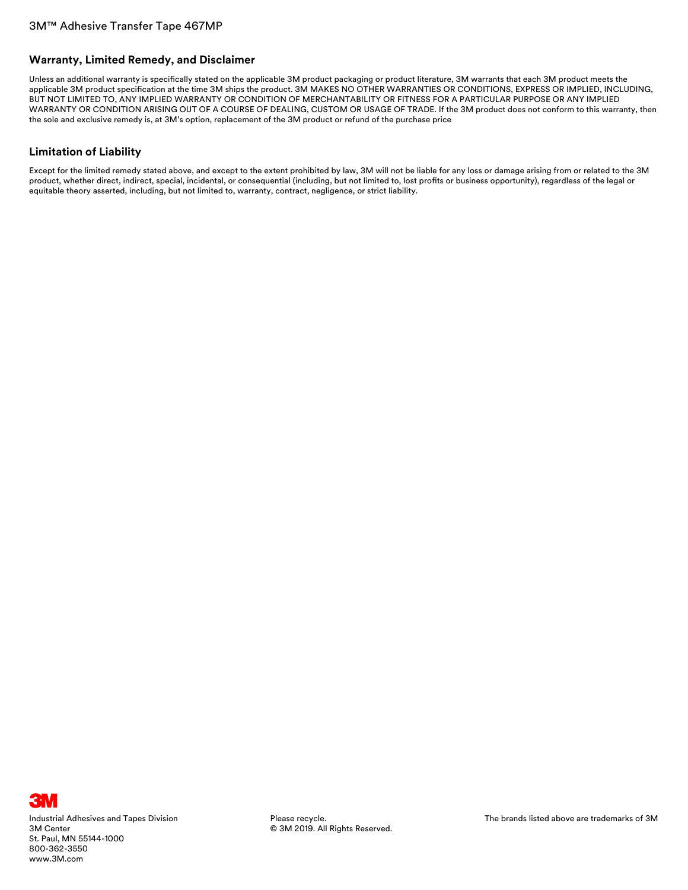## Warranty, Limited Remedy, and Disclaimer

Unless an additional warranty is specifically stated on the applicable 3M product packaging or product literature, 3M warrants that each 3M product meets the applicable 3M product specification at the time 3M ships the product. 3M MAKES NO OTHER WARRANTIES OR CONDITIONS, EXPRESS OR IMPLIED, INCLUDING, BUT NOT LIMITED TO, ANY IMPLIED WARRANTY OR CONDITION OF MERCHANTABILITY OR FITNESS FOR A PARTICULAR PURPOSE OR ANY IMPLIED WARRANTY OR CONDITION ARISING OUT OF A COURSE OF DEALING, CUSTOM OR USAGE OF TRADE. If the 3M product does not conform to this warranty, then the sole and exclusive remedy is, at 3M's option, replacement of the 3M product or refund of the purchase price

## Limitation of Liability

Except for the limited remedy stated above, and except to the extent prohibited by law, 3M will not be liable for any loss or damage arising from or related to the 3M product, whether direct, indirect, special, incidental, or consequential (including, but not limited to, lost profits or business opportunity), regardless of the legal or equitable theory asserted, including, but not limited to, warranty, contract, negligence, or strict liability.

3M

Industrial Adhesives and Tapes Division
3M Center
St. Paul, MN 55144-1000
800-362-3550
www.3M.com

Please recycle.
© 3M 2019. All Rights Reserved.

The brands listed above are trademarks of 3M